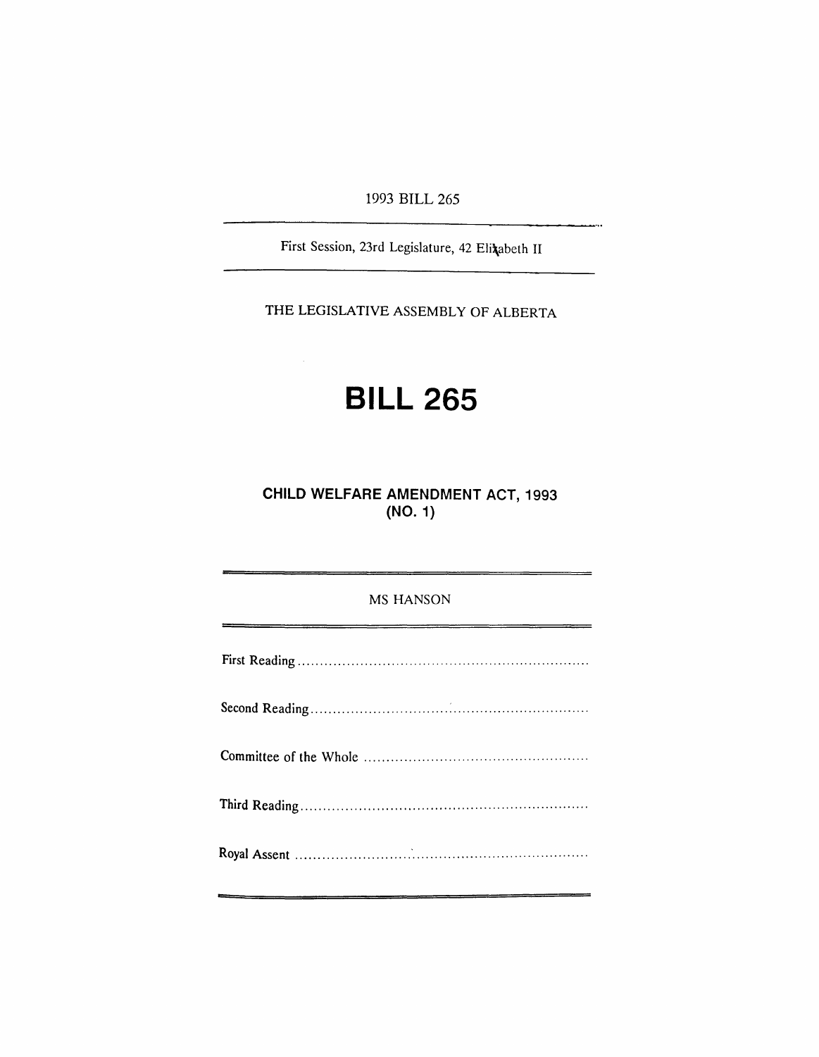1993 BILL 265

First Session, 23rd Legislature, 42 Elizabeth II

THE LEGISLATIVE ASSEMBLY OF ALBERTA

# BILL 265

## CHILD WELFARE AMENDMENT ACT, 1993 (NO. 1)

MS HANSON

First Reading ..................................................................

Second Reading ..................................................................

Committee of the Whole ..................................................

Third Reading ..................................................................

Royal Assent ..................................................................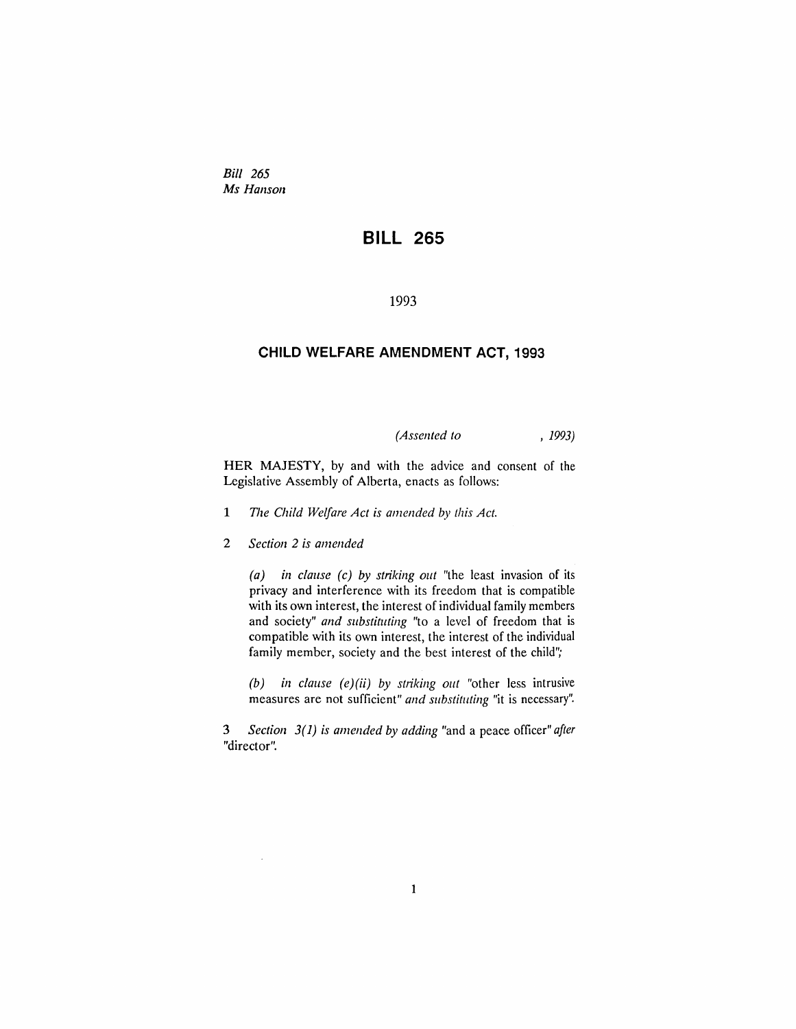*Bill 265*
*Ms Hanson*

# BILL 265

1993

## CHILD WELFARE AMENDMENT ACT, 1993

*(Assented to , 1993)*

HER MAJESTY, by and with the advice and consent of the Legislative Assembly of Alberta, enacts as follows:

1 *The Child Welfare Act is amended by this Act.*

2 *Section 2 is amended*

*(a) in clause (c) by striking out* "the least invasion of its privacy and interference with its freedom that is compatible with its own interest, the interest of individual family members and society" *and substituting* "to a level of freedom that is compatible with its own interest, the interest of the individual family member, society and the best interest of the child";

*(b) in clause (e)(ii) by striking out* "other less intrusive measures are not sufficient" *and substituting* "it is necessary".

3 *Section 3(1) is amended by adding* "and a peace officer" *after* "director".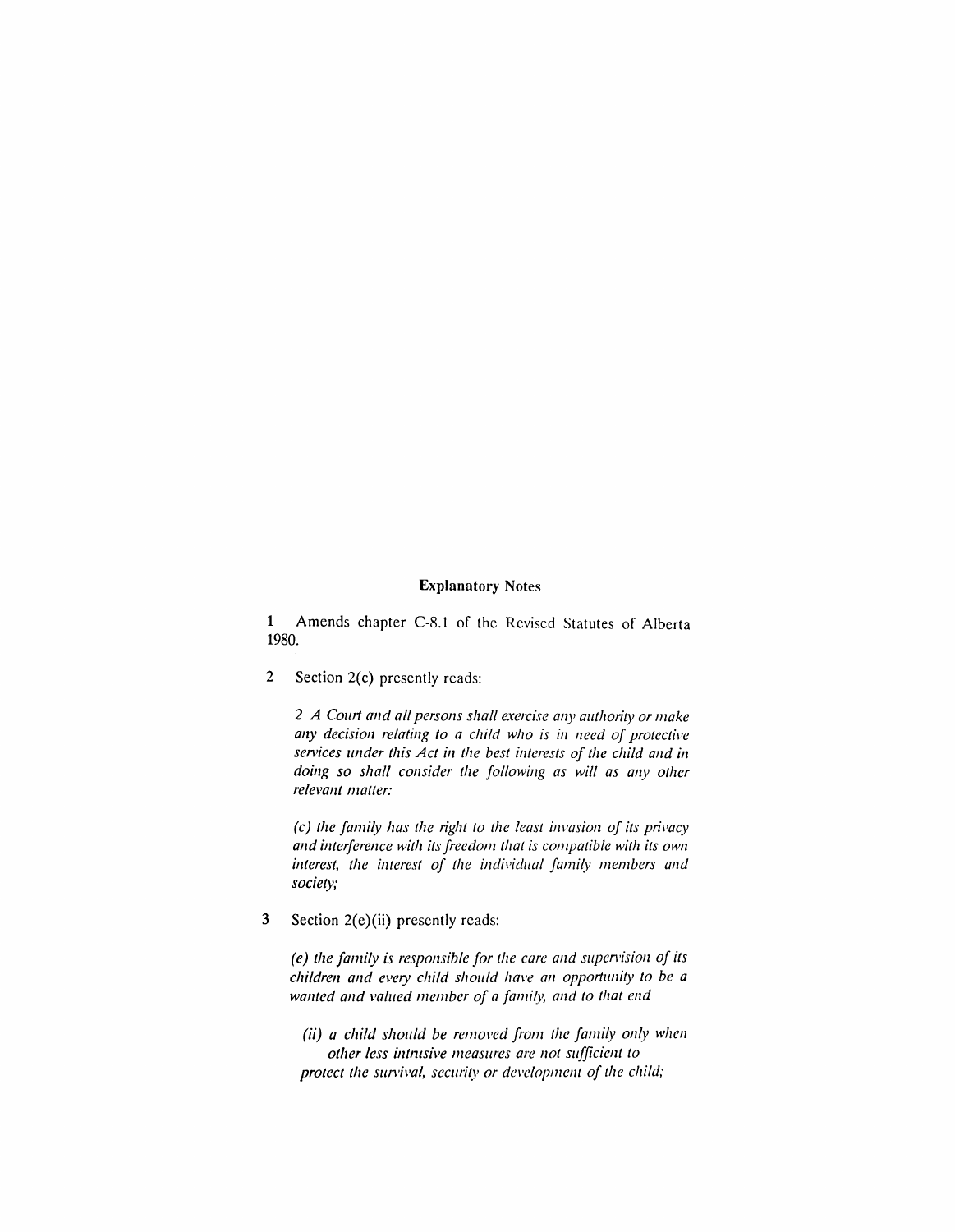## Explanatory Notes

**1** Amends chapter C-8.1 of the Revised Statutes of Alberta 1980.

**2** Section 2(c) presently reads:

> *2 A Court and all persons shall exercise any authority or make any decision relating to a child who is in need of protective services under this Act in the best interests of the child and in doing so shall consider the following as will as any other relevant matter:*
>
> *(c) the family has the right to the least invasion of its privacy and interference with its freedom that is compatible with its own interest, the interest of the individual family members and society;*

**3** Section 2(e)(ii) presently reads:

> *(e) the family is responsible for the care and supervision of its children and every child should have an opportunity to be a wanted and valued member of a family, and to that end*
>
> *(ii) a child should be removed from the family only when other less intrusive measures are not sufficient to protect the survival, security or development of the child;*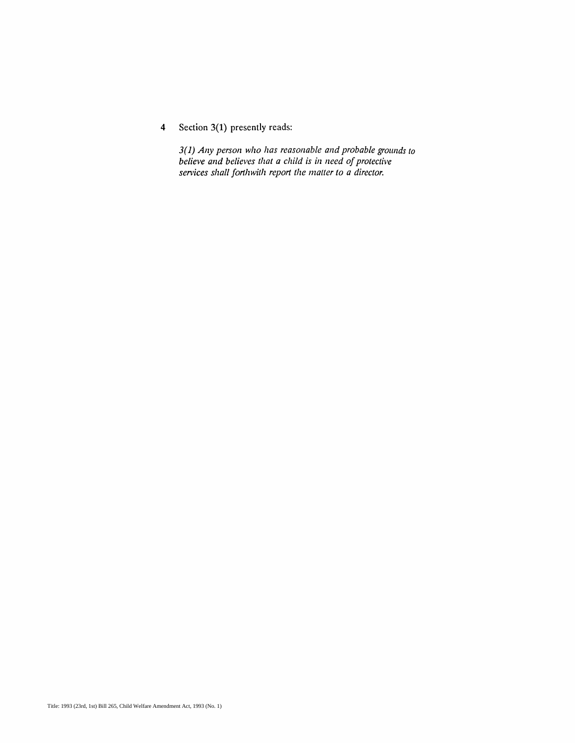**4** Section 3(1) presently reads:

*3(1) Any person who has reasonable and probable grounds to believe and believes that a child is in need of protective services shall forthwith report the matter to a director.*